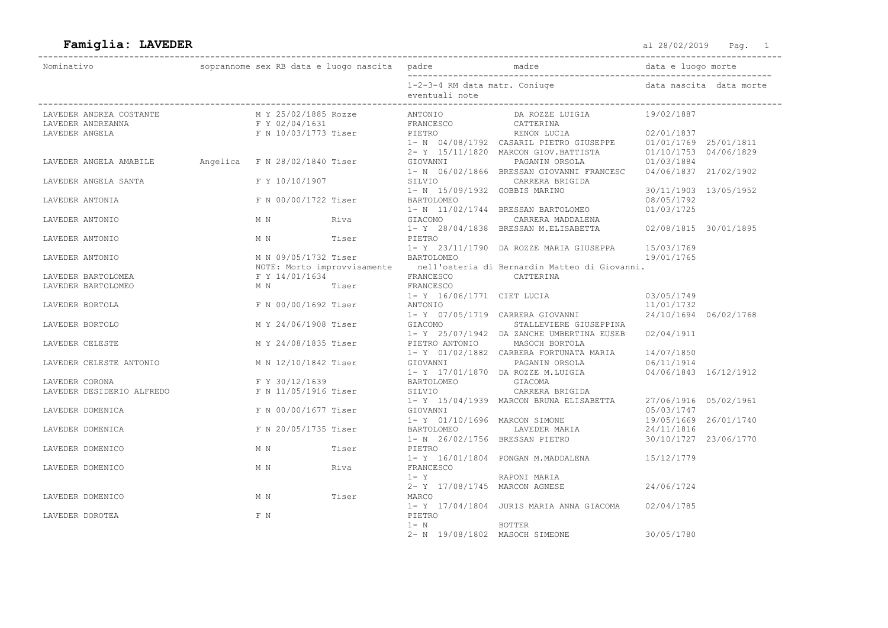# Famiglia: LAVEDER

al 28/02/2019

| Nominativo | soprannome | sex | RB | data e luogo nascita | padre / 1-2-3-4 RM data matr. Coniuge / eventuali note | madre | data e luogo morte / data nascita data morte |
|---|---|---|---|---|---|---|---|
| LAVEDER ANDREA COSTANTE | | M | Y | 25/02/1885 Rozze | ANTONIO | DA ROZZE LUIGIA | 19/02/1887 |
| LAVEDER ANDREANNA | | F | Y | 02/04/1631 | FRANCESCO | CATTERINA | |
| LAVEDER ANGELA | | F | N | 10/03/1773 Tiser | PIETRO | RENON LUCIA | 02/01/1837 |
| | | | | | 1- N 04/08/1792 CASARIL PIETRO GIUSEPPE | | 01/01/1769 25/01/1811 |
| | | | | | 2- Y 15/11/1820 MARCON GIOV.BATTISTA | | 01/10/1753 04/06/1829 |
| LAVEDER ANGELA AMABILE | Angelica | F | N | 28/02/1840 Tiser | GIOVANNI | PAGANIN ORSOLA | 01/03/1884 |
| | | | | | 1- N 06/02/1866 BRESSAN GIOVANNI FRANCESC | | 04/06/1837 21/02/1902 |
| LAVEDER ANGELA SANTA | | F | Y | 10/10/1907 | SILVIO | CARRERA BRIGIDA | |
| | | | | | 1- N 15/09/1932 GOBBIS MARINO | | 30/11/1903 13/05/1952 |
| LAVEDER ANTONIA | | F | N | 00/00/1722 Tiser | BARTOLOMEO | | 08/05/1792 |
| | | | | | 1- N 11/02/1744 BRESSAN BARTOLOMEO | | 01/03/1725 |
| LAVEDER ANTONIO | | M | N | Riva | GIACOMO | CARRERA MADDALENA | |
| | | | | | 1- Y 28/04/1838 BRESSAN M.ELISABETTA | | 02/08/1815 30/01/1895 |
| LAVEDER ANTONIO | | M | N | Tiser | PIETRO | | |
| | | | | | 1- Y 23/11/1790 DA ROZZE MARIA GIUSEPPA | | 15/03/1769 |
| LAVEDER ANTONIO | | M | N | 09/05/1732 Tiser | BARTOLOMEO | | 19/01/1765 |
| | | | | | NOTE: Morto improvvisamente nell'osteria di Bernardin Matteo di Giovanni. | | |
| LAVEDER BARTOLOMEA | | F | Y | 14/01/1634 | FRANCESCO | CATTERINA | |
| LAVEDER BARTOLOMEO | | M | N | Tiser | FRANCESCO | | |
| | | | | | 1- Y 16/06/1771 CIET LUCIA | | 03/05/1749 |
| LAVEDER BORTOLA | | F | N | 00/00/1692 Tiser | ANTONIO | | 11/01/1732 |
| | | | | | 1- Y 07/05/1719 CARRERA GIOVANNI | | 24/10/1694 06/02/1768 |
| LAVEDER BORTOLO | | M | Y | 24/06/1908 Tiser | GIACOMO | STALLEVIERE GIUSEPPINA | |
| | | | | | 1- Y 25/07/1942 DA ZANCHE UMBERTINA EUSEB | | 02/04/1911 |
| LAVEDER CELESTE | | M | Y | 24/08/1835 Tiser | PIETRO ANTONIO | MASOCH BORTOLA | |
| | | | | | 1- Y 01/02/1882 CARRERA FORTUNATA MARIA | | 14/07/1850 |
| LAVEDER CELESTE ANTONIO | | M | N | 12/10/1842 Tiser | GIOVANNI | PAGANIN ORSOLA | 06/11/1914 |
| | | | | | 1- Y 17/01/1870 DA ROZZE M.LUIGIA | | 04/06/1843 16/12/1912 |
| LAVEDER CORONA | | F | Y | 30/12/1639 | BARTOLOMEO | GIACOMA | |
| LAVEDER DESIDERIO ALFREDO | | F | N | 11/05/1916 Tiser | SILVIO | CARRERA BRIGIDA | |
| | | | | | 1- Y 15/04/1939 MARCON BRUNA ELISABETTA | | 27/06/1916 05/02/1961 |
| LAVEDER DOMENICA | | F | N | 00/00/1677 Tiser | GIOVANNI | | 05/03/1747 |
| | | | | | 1- Y 01/10/1696 MARCON SIMONE | | 19/05/1669 26/01/1740 |
| LAVEDER DOMENICA | | F | N | 20/05/1735 Tiser | BARTOLOMEO | LAVEDER MARIA | 24/11/1816 |
| | | | | | 1- N 26/02/1756 BRESSAN PIETRO | | 30/10/1727 23/06/1770 |
| LAVEDER DOMENICO | | M | N | Tiser | PIETRO | | |
| | | | | | 1- Y 16/01/1804 PONGAN M.MADDALENA | | 15/12/1779 |
| LAVEDER DOMENICO | | M | N | Riva | FRANCESCO | | |
| | | | | | 1- Y RAPONI MARIA | | |
| | | | | | 2- Y 17/08/1745 MARCON AGNESE | | 24/06/1724 |
| LAVEDER DOMENICO | | M | N | Tiser | MARCO | | |
| | | | | | 1- Y 17/04/1804 JURIS MARIA ANNA GIACOMA | | 02/04/1785 |
| LAVEDER DOROTEA | | F | N | | PIETRO | | |
| | | | | | 1- N BOTTER | | |
| | | | | | 2- N 19/08/1802 MASOCH SIMEONE | | 30/05/1780 |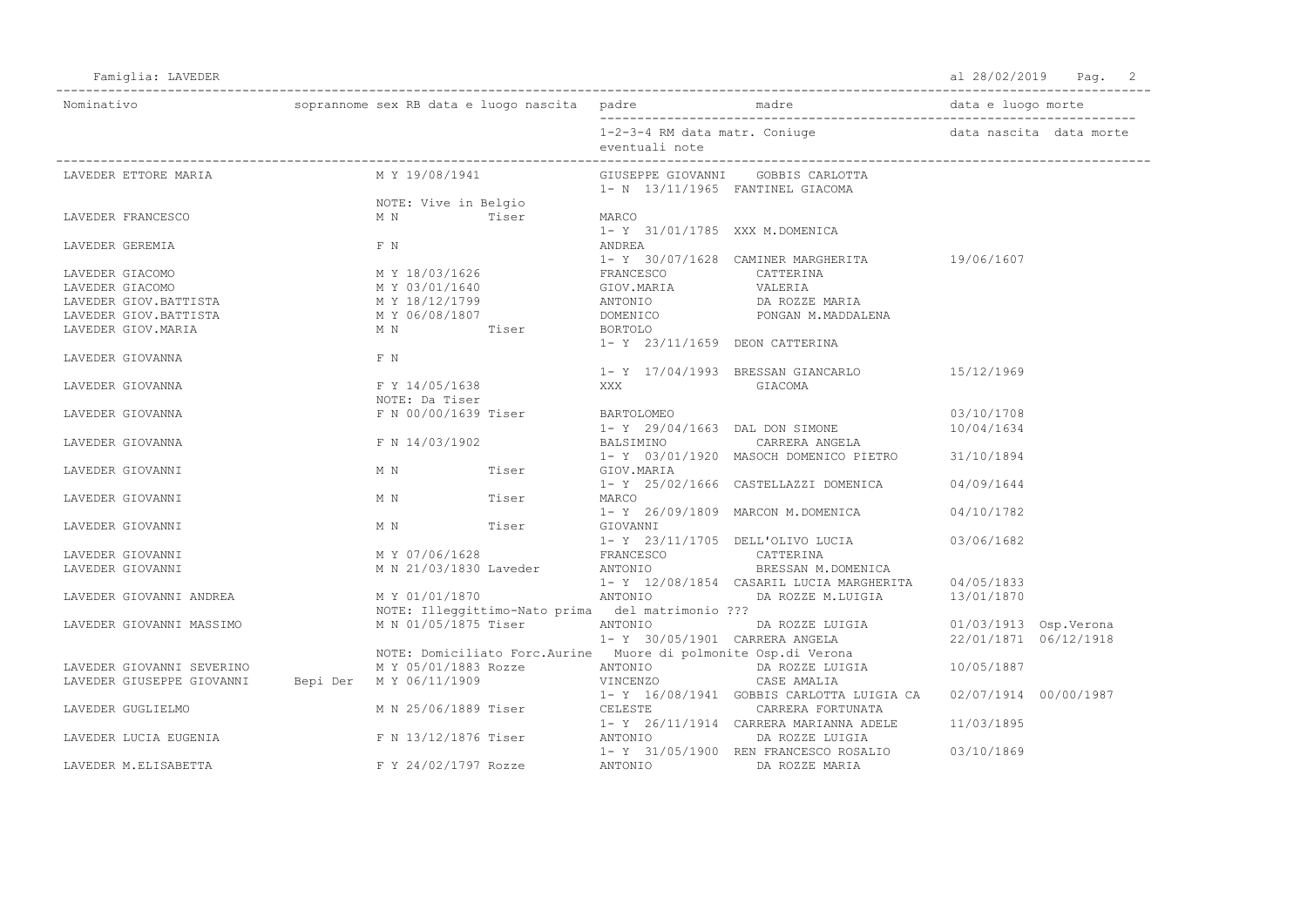Famiglia: LAVEDER

al 28/02/2019

| Nominativo | soprannome | sex | RB | data e luogo nascita | padre | madre | data e luogo morte | |
|---|---|---|---|---|---|---|---|---|
| | | | | | 1-2-3-4 RM data matr. Coniuge<br>eventuali note | | data nascita | data morte |
| LAVEDER ETTORE MARIA | | M | Y | 19/08/1941 | GIUSEPPE GIOVANNI | GOBBIS CARLOTTA | | |
| | | | | | 1- N 13/11/1965 FANTINEL GIACOMA | | | |
| | | NOTE: Vive in Belgio | | | | | | |
| LAVEDER FRANCESCO | | M | N | Tiser | MARCO | | | |
| | | | | | 1- Y 31/01/1785 XXX M.DOMENICA | | | |
| LAVEDER GEREMIA | | F | N | | ANDREA | | | |
| | | | | | 1- Y 30/07/1628 CAMINER MARGHERITA | | 19/06/1607 | |
| LAVEDER GIACOMO | | M | Y | 18/03/1626 | FRANCESCO | CATTERINA | | |
| LAVEDER GIACOMO | | M | Y | 03/01/1640 | GIOV.MARIA | VALERIA | | |
| LAVEDER GIOV.BATTISTA | | M | Y | 18/12/1799 | ANTONIO | DA ROZZE MARIA | | |
| LAVEDER GIOV.BATTISTA | | M | Y | 06/08/1807 | DOMENICO | PONGAN M.MADDALENA | | |
| LAVEDER GIOV.MARIA | | M | N | Tiser | BORTOLO | | | |
| | | | | | 1- Y 23/11/1659 DEON CATTERINA | | | |
| LAVEDER GIOVANNA | | F | N | | | | | |
| | | | | | 1- Y 17/04/1993 BRESSAN GIANCARLO | | 15/12/1969 | |
| LAVEDER GIOVANNA | | F | Y | 14/05/1638 | XXX | GIACOMA | | |
| | | NOTE: Da Tiser | | | | | | |
| LAVEDER GIOVANNA | | F | N | 00/00/1639 Tiser | BARTOLOMEO | | 03/10/1708 | |
| | | | | | 1- Y 29/04/1663 DAL DON SIMONE | | 10/04/1634 | |
| LAVEDER GIOVANNA | | F | N | 14/03/1902 | BALSIMINO | CARRERA ANGELA | | |
| | | | | | 1- Y 03/01/1920 MASOCH DOMENICO PIETRO | | 31/10/1894 | |
| LAVEDER GIOVANNI | | M | N | Tiser | GIOV.MARIA | | | |
| | | | | | 1- Y 25/02/1666 CASTELLAZZI DOMENICA | | 04/09/1644 | |
| LAVEDER GIOVANNI | | M | N | Tiser | MARCO | | | |
| | | | | | 1- Y 26/09/1809 MARCON M.DOMENICA | | 04/10/1782 | |
| LAVEDER GIOVANNI | | M | N | Tiser | GIOVANNI | | | |
| | | | | | 1- Y 23/11/1705 DELL'OLIVO LUCIA | | 03/06/1682 | |
| LAVEDER GIOVANNI | | M | Y | 07/06/1628 | FRANCESCO | CATTERINA | | |
| LAVEDER GIOVANNI | | M | N | 21/03/1830 Laveder | ANTONIO | BRESSAN M.DOMENICA | | |
| | | | | | 1- Y 12/08/1854 CASARIL LUCIA MARGHERITA | | 04/05/1833 | |
| LAVEDER GIOVANNI ANDREA | | M | Y | 01/01/1870 | ANTONIO | DA ROZZE M.LUIGIA | 13/01/1870 | |
| | | NOTE: Illeggittimo-Nato prima del matrimonio ??? | | | | | | |
| LAVEDER GIOVANNI MASSIMO | | M | N | 01/05/1875 Tiser | ANTONIO | DA ROZZE LUIGIA | 01/03/1913 Osp.Verona | |
| | | | | | 1- Y 30/05/1901 CARRERA ANGELA | | 22/01/1871 | 06/12/1918 |
| | | NOTE: Domiciliato Forc.Aurine Muore di polmonite Osp.di Verona | | | | | | |
| LAVEDER GIOVANNI SEVERINO | | M | Y | 05/01/1883 Rozze | ANTONIO | DA ROZZE LUIGIA | 10/05/1887 | |
| LAVEDER GIUSEPPE GIOVANNI | Bepi Der | M | Y | 06/11/1909 | VINCENZO | CASE AMALIA | | |
| | | | | | 1- Y 16/08/1941 GOBBIS CARLOTTA LUIGIA CA | | 02/07/1914 | 00/00/1987 |
| LAVEDER GUGLIELMO | | M | N | 25/06/1889 Tiser | CELESTE | CARRERA FORTUNATA | | |
| | | | | | 1- Y 26/11/1914 CARRERA MARIANNA ADELE | | 11/03/1895 | |
| LAVEDER LUCIA EUGENIA | | F | N | 13/12/1876 Tiser | ANTONIO | DA ROZZE LUIGIA | | |
| | | | | | 1- Y 31/05/1900 REN FRANCESCO ROSALIO | | 03/10/1869 | |
| LAVEDER M.ELISABETTA | | F | Y | 24/02/1797 Rozze | ANTONIO | DA ROZZE MARIA | | |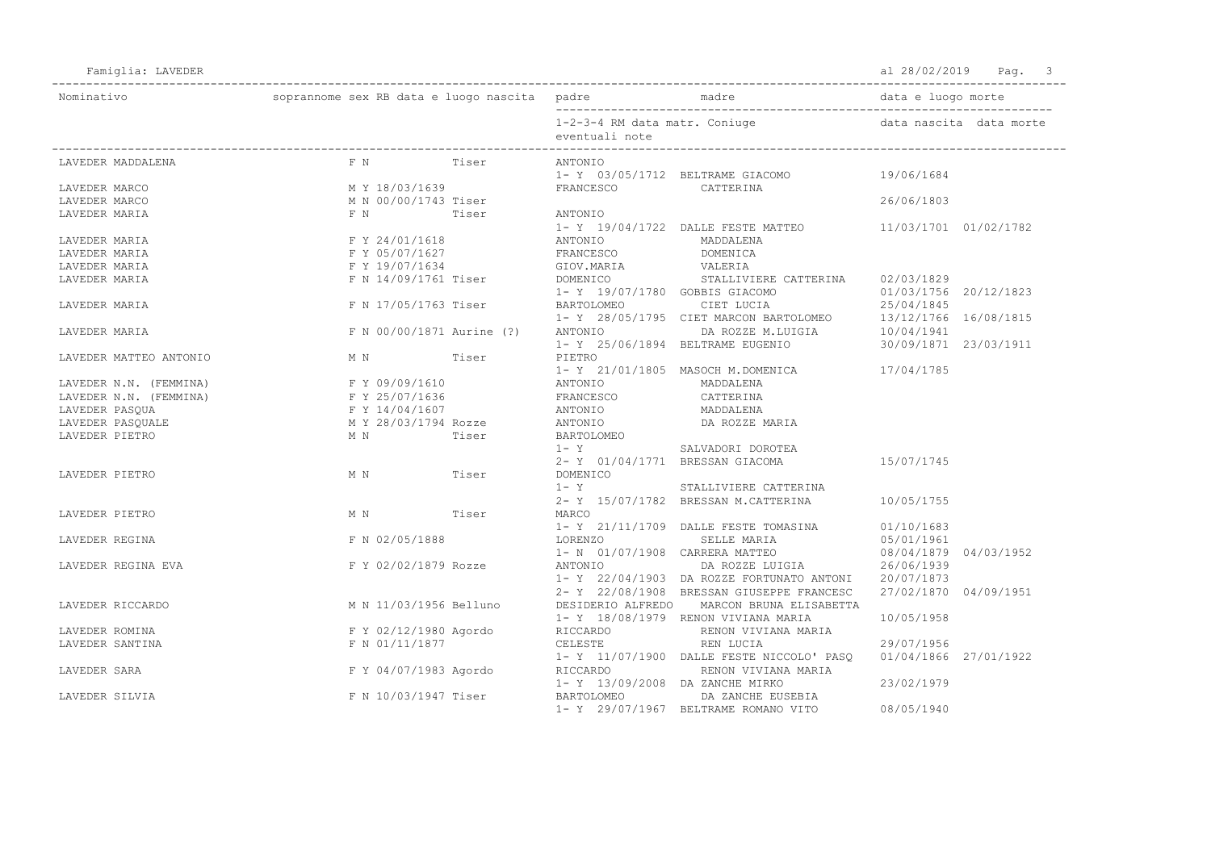Famiglia: LAVEDER — al 28/02/2019

| Nominativo | soprannome sex RB data e luogo nascita | padre / 1-2-3-4 RM data matr. | madre / Coniuge / eventuali note | data e luogo morte / data nascita data morte |
|---|---|---|---|---|
| LAVEDER MADDALENA | F N Tiser | ANTONIO | | |
| | | 1- Y 03/05/1712 | BELTRAME GIACOMO | 19/06/1684 |
| LAVEDER MARCO | M Y 18/03/1639 | FRANCESCO | CATTERINA | |
| LAVEDER MARCO | M N 00/00/1743 Tiser | | | 26/06/1803 |
| LAVEDER MARIA | F N Tiser | ANTONIO | | |
| | | 1- Y 19/04/1722 | DALLE FESTE MATTEO | 11/03/1701 01/02/1782 |
| LAVEDER MARIA | F Y 24/01/1618 | ANTONIO | MADDALENA | |
| LAVEDER MARIA | F Y 05/07/1627 | FRANCESCO | DOMENICA | |
| LAVEDER MARIA | F Y 19/07/1634 | GIOV.MARIA | VALERIA | |
| LAVEDER MARIA | F N 14/09/1761 Tiser | DOMENICO | STALLIVIERE CATTERINA | 02/03/1829 |
| | | 1- Y 19/07/1780 | GOBBIS GIACOMO | 01/03/1756 20/12/1823 |
| LAVEDER MARIA | F N 17/05/1763 Tiser | BARTOLOMEO | CIET LUCIA | 25/04/1845 |
| | | 1- Y 28/05/1795 | CIET MARCON BARTOLOMEO | 13/12/1766 16/08/1815 |
| LAVEDER MARIA | F N 00/00/1871 Aurine (?) | ANTONIO | DA ROZZE M.LUIGIA | 10/04/1941 |
| | | 1- Y 25/06/1894 | BELTRAME EUGENIO | 30/09/1871 23/03/1911 |
| LAVEDER MATTEO ANTONIO | M N Tiser | PIETRO | | |
| | | 1- Y 21/01/1805 | MASOCH M.DOMENICA | 17/04/1785 |
| LAVEDER N.N. (FEMMINA) | F Y 09/09/1610 | ANTONIO | MADDALENA | |
| LAVEDER N.N. (FEMMINA) | F Y 25/07/1636 | FRANCESCO | CATTERINA | |
| LAVEDER PASQUA | F Y 14/04/1607 | ANTONIO | MADDALENA | |
| LAVEDER PASQUALE | M Y 28/03/1794 Rozze | ANTONIO | DA ROZZE MARIA | |
| LAVEDER PIETRO | M N Tiser | BARTOLOMEO | | |
| | | 1- Y | SALVADORI DOROTEA | |
| | | 2- Y 01/04/1771 | BRESSAN GIACOMA | 15/07/1745 |
| LAVEDER PIETRO | M N Tiser | DOMENICO | | |
| | | 1- Y | STALLIVIERE CATTERINA | |
| | | 2- Y 15/07/1782 | BRESSAN M.CATTERINA | 10/05/1755 |
| LAVEDER PIETRO | M N Tiser | MARCO | | |
| | | 1- Y 21/11/1709 | DALLE FESTE TOMASINA | 01/10/1683 |
| LAVEDER REGINA | F N 02/05/1888 | LORENZO | SELLE MARIA | 05/01/1961 |
| | | 1- N 01/07/1908 | CARRERA MATTEO | 08/04/1879 04/03/1952 |
| LAVEDER REGINA EVA | F Y 02/02/1879 Rozze | ANTONIO | DA ROZZE LUIGIA | 26/06/1939 |
| | | 1- Y 22/04/1903 | DA ROZZE FORTUNATO ANTONI | 20/07/1873 |
| | | 2- Y 22/08/1908 | BRESSAN GIUSEPPE FRANCESC | 27/02/1870 04/09/1951 |
| LAVEDER RICCARDO | M N 11/03/1956 Belluno | DESIDERIO ALFREDO | MARCON BRUNA ELISABETTA | |
| | | 1- Y 18/08/1979 | RENON VIVIANA MARIA | 10/05/1958 |
| LAVEDER ROMINA | F Y 02/12/1980 Agordo | RICCARDO | RENON VIVIANA MARIA | |
| LAVEDER SANTINA | F N 01/11/1877 | CELESTE | REN LUCIA | 29/07/1956 |
| | | 1- Y 11/07/1900 | DALLE FESTE NICCOLO' PASQ | 01/04/1866 27/01/1922 |
| LAVEDER SARA | F Y 04/07/1983 Agordo | RICCARDO | RENON VIVIANA MARIA | |
| | | 1- Y 13/09/2008 | DA ZANCHE MIRKO | 23/02/1979 |
| LAVEDER SILVIA | F N 10/03/1947 Tiser | BARTOLOMEO | DA ZANCHE EUSEBIA | |
| | | 1- Y 29/07/1967 | BELTRAME ROMANO VITO | 08/05/1940 |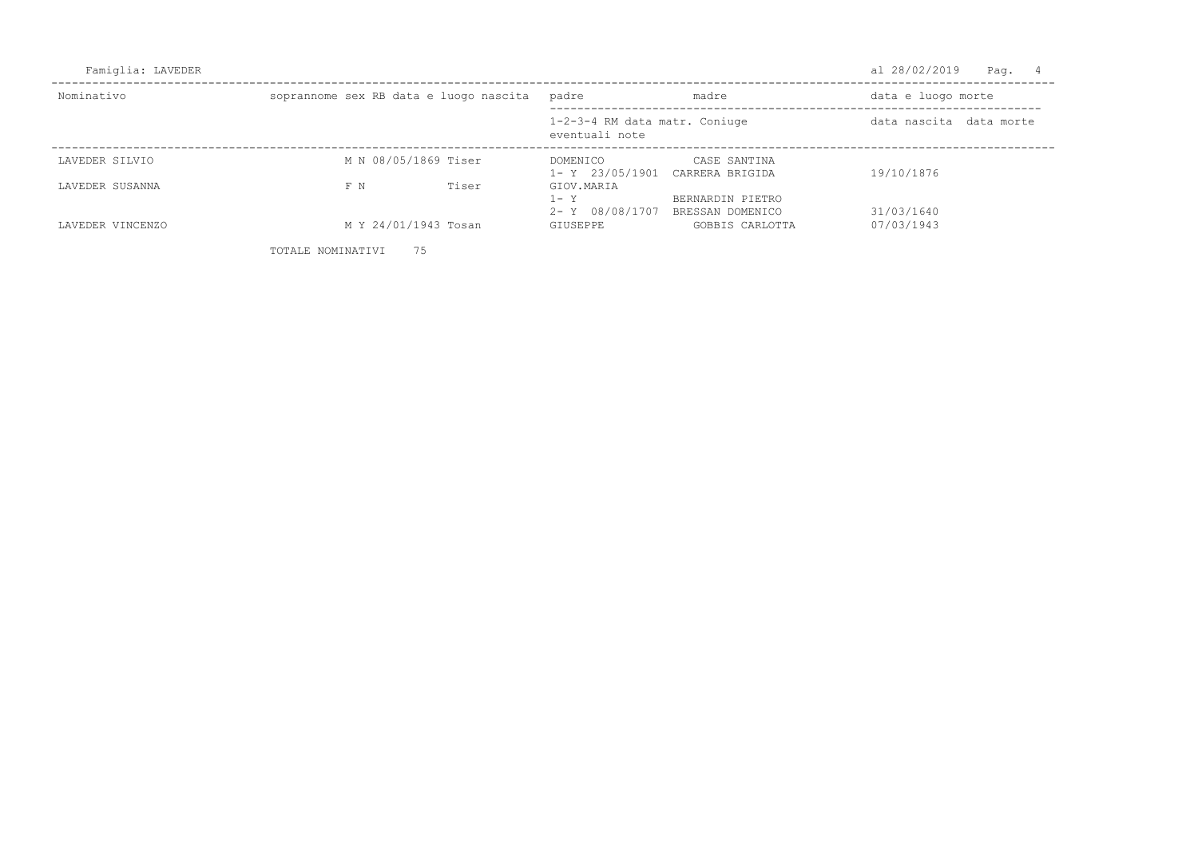Famiglia: LAVEDER

al 28/02/2019

| Nominativo | soprannome sex RB data e luogo nascita | padre | madre | data e luogo morte |
|---|---|---|---|---|
| | | 1-2-3-4 RM data matr. Coniuge eventuali note | | data nascita data morte |
| LAVEDER SILVIO | M N 08/05/1869 Tiser | DOMENICO | CASE SANTINA | |
| | | 1- Y 23/05/1901 | CARRERA BRIGIDA | 19/10/1876 |
| LAVEDER SUSANNA | F N Tiser | GIOV.MARIA | | |
| | | 1- Y | BERNARDIN PIETRO | |
| | | 2- Y 08/08/1707 | BRESSAN DOMENICO | 31/03/1640 |
| LAVEDER VINCENZO | M Y 24/01/1943 Tosan | GIUSEPPE | GOBBIS CARLOTTA | 07/03/1943 |

TOTALE NOMINATIVI 75